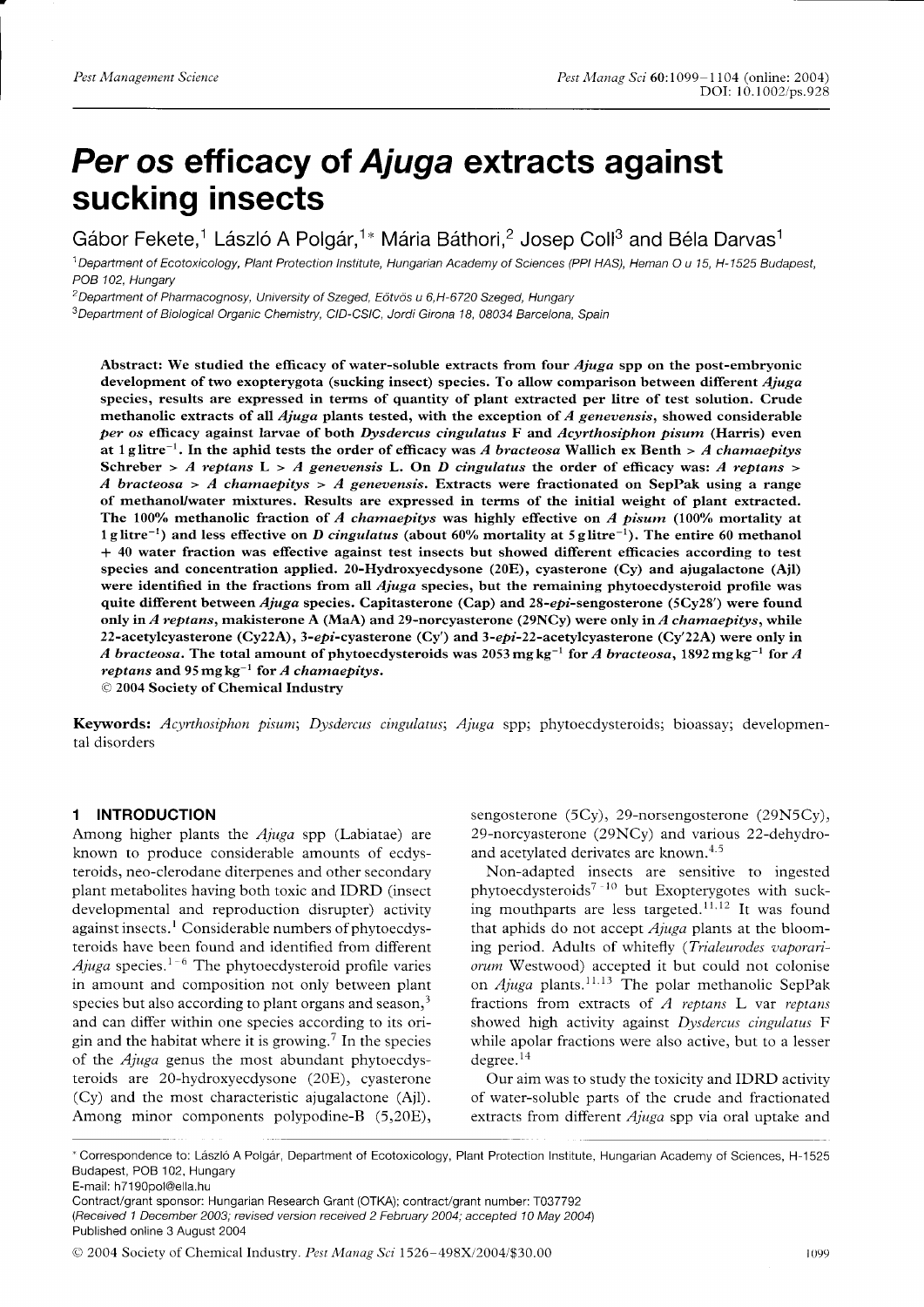# *Per os* efficacy of *Ajuga* extracts against sucking insects

Gábor Fekete,[1] László A Polgár,[1*] Mária Báthori,[2] Josep Coll[3] and Béla Darvas[1]

[1]Department of Ecotoxicology, Plant Protection Institute, Hungarian Academy of Sciences (PPI HAS), Herman O u 15, H-1525 Budapest, POB 102, Hungary

[2]Department of Pharmacognosy, University of Szeged, Eötvös u 6,H-6720 Szeged, Hungary

[3]Department of Biological Organic Chemistry, CID-CSIC, Jordi Girona 18, 08034 Barcelona, Spain

**Abstract: We studied the efficacy of water-soluble extracts from four *Ajuga* spp on the post-embryonic development of two exopterygota (sucking insect) species. To allow comparison between different *Ajuga* species, results are expressed in terms of quantity of plant extracted per litre of test solution. Crude methanolic extracts of all *Ajuga* plants tested, with the exception of *A genevensis*, showed considerable *per os* efficacy against larvae of both *Dysdercus cingulatus* F and *Acyrthosiphon pisum* (Harris) even at 1 g litre$^{-1}$. In the aphid tests the order of efficacy was *A bracteosa* Wallich ex Benth > *A chamaepitys* Schreber > *A reptans* L > *A genevensis* L. On *D cingulatus* the order of efficacy was: *A reptans* > *A bracteosa* > *A chamaepitys* > *A genevensis*. Extracts were fractionated on SepPak using a range of methanol/water mixtures. Results are expressed in terms of the initial weight of plant extracted. The 100% methanolic fraction of *A chamaepitys* was highly effective on *A pisum* (100% mortality at 1 g litre$^{-1}$) and less effective on *D cingulatus* (about 60% mortality at 5 g litre$^{-1}$). The entire 60 methanol + 40 water fraction was effective against test insects but showed different efficacies according to test species and concentration applied. 20-Hydroxyecdysone (20E), cyasterone (Cy) and ajugalactone (Ajl) were identified in the fractions from all *Ajuga* species, but the remaining phytoecdysteroid profile was quite different between *Ajuga* species. Capitasterone (Cap) and 28-*epi*-sengosterone (5Cy28′) were found only in *A reptans*, makisterone A (MaA) and 29-norcyasterone (29NCy) were only in *A chamaepitys*, while 22-acetylcyasterone (Cy22A), 3-*epi*-cyasterone (Cy′) and 3-*epi*-22-acetylcyasterone (Cy′22A) were only in *A bracteosa*. The total amount of phytoecdysteroids was 2053 mg kg$^{-1}$ for *A bracteosa*, 1892 mg kg$^{-1}$ for *A reptans* and 95 mg kg$^{-1}$ for *A chamaepitys*.**

**© 2004 Society of Chemical Industry**

**Keywords:** *Acyrthosiphon pisum*; *Dysdercus cingulatus*; *Ajuga* spp; phytoecdysteroids; bioassay; developmental disorders

## 1 INTRODUCTION

Among higher plants the *Ajuga* spp (Labiatae) are known to produce considerable amounts of ecdysteroids, neo-clerodane diterpenes and other secondary plant metabolites having both toxic and IDRD (insect developmental and reproduction disrupter) activity against insects.[1] Considerable numbers of phytoecdysteroids have been found and identified from different *Ajuga* species.[1–6] The phytoecdysteroid profile varies in amount and composition not only between plant species but also according to plant organs and season,[3] and can differ within one species according to its origin and the habitat where it is growing.[7] In the species of the *Ajuga* genus the most abundant phytoecdysteroids are 20-hydroxyecdysone (20E), cyasterone (Cy) and the most characteristic ajugalactone (Ajl). Among minor components polypodine-B (5,20E), sengosterone (5Cy), 29-norsengosterone (29N5Cy), 29-norcyasterone (29NCy) and various 22-dehydro- and acetylated derivates are known.[4,5]

Non-adapted insects are sensitive to ingested phytoecdysteroids[7–10] but Exopterygotes with sucking mouthparts are less targeted.[11,12] It was found that aphids do not accept *Ajuga* plants at the blooming period. Adults of whitefly (*Trialeurodes vaporariorum* Westwood) accepted it but could not colonise on *Ajuga* plants.[11,13] The polar methanolic SepPak fractions from extracts of *A reptans* L var *reptans* showed high activity against *Dysdercus cingulatus* F while apolar fractions were also active, but to a lesser degree.[14]

Our aim was to study the toxicity and IDRD activity of water-soluble parts of the crude and fractionated extracts from different *Ajuga* spp via oral uptake and

---

\* Correspondence to: László A Polgár, Department of Ecotoxicology, Plant Protection Institute, Hungarian Academy of Sciences, H-1525 Budapest, POB 102, Hungary

E-mail: h7190pol@ella.hu

Contract/grant sponsor: Hungarian Research Grant (OTKA); contract/grant number: T037792

(*Received 1 December 2003; revised version received 2 February 2004; accepted 10 May 2004*)

Published online 3 August 2004

© 2004 Society of Chemical Industry. *Pest Manag Sci* 1526–498X/2004/$30.00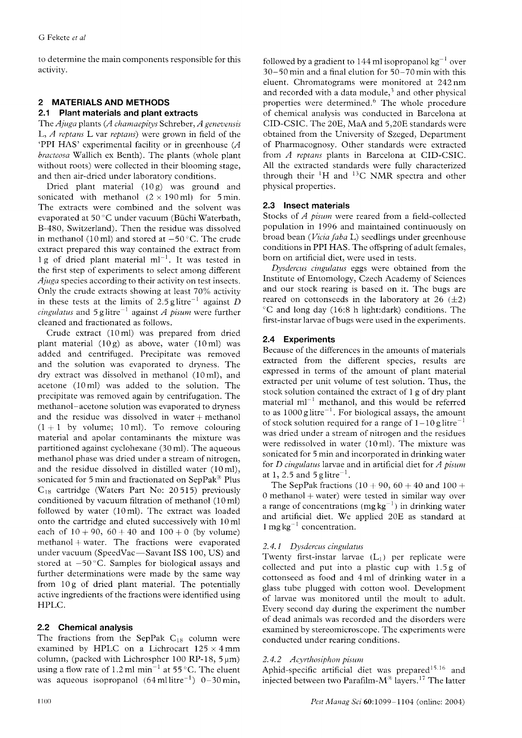to determine the main components responsible for this activity.

## 2 MATERIALS AND METHODS

### 2.1 Plant materials and plant extracts

The *Ajuga* plants (*A chamaepitys* Schreber, *A genevensis* L, *A reptans* L var *reptans*) were grown in field of the 'PPI HAS' experimental facility or in greenhouse (*A bracteosa* Wallich ex Benth). The plants (whole plant without roots) were collected in their blooming stage, and then air-dried under laboratory conditions.

Dried plant material (10 g) was ground and sonicated with methanol (2 × 190 ml) for 5 min. The extracts were combined and the solvent was evaporated at 50 °C under vacuum (Büchi Waterbath, B-480, Switzerland). Then the residue was dissolved in methanol (10 ml) and stored at −50 °C. The crude extract prepared this way contained the extract from 1 g of dried plant material $ml^{-1}$. It was tested in the first step of experiments to select among different *Ajuga* species according to their activity on test insects. Only the crude extracts showing at least 70% activity in these tests at the limits of 2.5 g $litre^{-1}$ against *D cingulatus* and 5 g $litre^{-1}$ against *A pisum* were further cleaned and fractionated as follows.

Crude extract (10 ml) was prepared from dried plant material (10 g) as above, water (10 ml) was added and centrifuged. Precipitate was removed and the solution was evaporated to dryness. The dry extract was dissolved in methanol (10 ml), and acetone (10 ml) was added to the solution. The precipitate was removed again by centrifugation. The methanol–acetone solution was evaporated to dryness and the residue was dissolved in water + methanol (1 + 1 by volume; 10 ml). To remove colouring material and apolar contaminants the mixture was partitioned against cyclohexane (30 ml). The aqueous methanol phase was dried under a stream of nitrogen, and the residue dissolved in distilled water (10 ml), sonicated for 5 min and fractionated on SepPak® Plus $C_{18}$ cartridge (Waters Part No: 20 515) previously conditioned by vacuum filtration of methanol (10 ml) followed by water (10 ml). The extract was loaded onto the cartridge and eluted successively with 10 ml each of 10 + 90, 60 + 40 and 100 + 0 (by volume) methanol + water. The fractions were evaporated under vacuum (SpeedVac—Savant ISS 100, US) and stored at −50 °C. Samples for biological assays and further determinations were made by the same way from 10 g of dried plant material. The potentially active ingredients of the fractions were identified using HPLC.

### 2.2 Chemical analysis

The fractions from the SepPak $C_{18}$ column were examined by HPLC on a Lichrocart 125 × 4 mm column, (packed with Lichrospher 100 RP-18, 5 µm) using a flow rate of 1.2 ml $min^{-1}$ at 55 °C. The eluent was aqueous isopropanol (64 ml $litre^{-1}$) 0–30 min, followed by a gradient to 144 ml isopropanol $kg^{-1}$ over 30–50 min and a final elution for 50–70 min with this eluent. Chromatograms were monitored at 242 nm and recorded with a data module,[3] and other physical properties were determined.[6] The whole procedure of chemical analysis was conducted in Barcelona at CID-CSIC. The 20E, MaA and 5,20E standards were obtained from the University of Szeged, Department of Pharmacognosy. Other standards were extracted from *A reptans* plants in Barcelona at CID-CSIC. All the extracted standards were fully characterized through their $^{1}H$ and $^{13}C$ NMR spectra and other physical properties.

### 2.3 Insect materials

Stocks of *A pisum* were reared from a field-collected population in 1996 and maintained continuously on broad bean (*Vicia faba* L) seedlings under greenhouse conditions in PPI HAS. The offspring of adult females, born on artificial diet, were used in tests.

*Dysdercus cingulatus* eggs were obtained from the Institute of Entomology, Czech Academy of Sciences and our stock rearing is based on it. The bugs are reared on cottonseeds in the laboratory at 26 (±2) °C and long day (16:8 h light:dark) conditions. The first-instar larvae of bugs were used in the experiments.

### 2.4 Experiments

Because of the differences in the amounts of materials extracted from the different species, results are expressed in terms of the amount of plant material extracted per unit volume of test solution. Thus, the stock solution contained the extract of 1 g of dry plant material $ml^{-1}$ methanol, and this would be referred to as 1000 g $litre^{-1}$. For biological assays, the amount of stock solution required for a range of 1–10 g $litre^{-1}$ was dried under a stream of nitrogen and the residues were redissolved in water (10 ml). The mixture was sonicated for 5 min and incorporated in drinking water for *D cingulatus* larvae and in artificial diet for *A pisum* at 1, 2.5 and 5 g $litre^{-1}$.

The SepPak fractions (10 + 90, 60 + 40 and 100 + 0 methanol + water) were tested in similar way over a range of concentrations (mg $kg^{-1}$) in drinking water and artificial diet. We applied 20E as standard at 1 mg $kg^{-1}$ concentration.

#### 2.4.1 *Dysdercus cingulatus*

Twenty first-instar larvae ($L_1$) per replicate were collected and put into a plastic cup with 1.5 g of cottonseed as food and 4 ml of drinking water in a glass tube plugged with cotton wool. Development of larvae was monitored until the moult to adult. Every second day during the experiment the number of dead animals was recorded and the disorders were examined by stereomicroscope. The experiments were conducted under rearing conditions.

#### 2.4.2 *Acyrthosiphon pisum*

Aphid-specific artificial diet was prepared[15,16] and injected between two Parafilm-M® layers.[17] The latter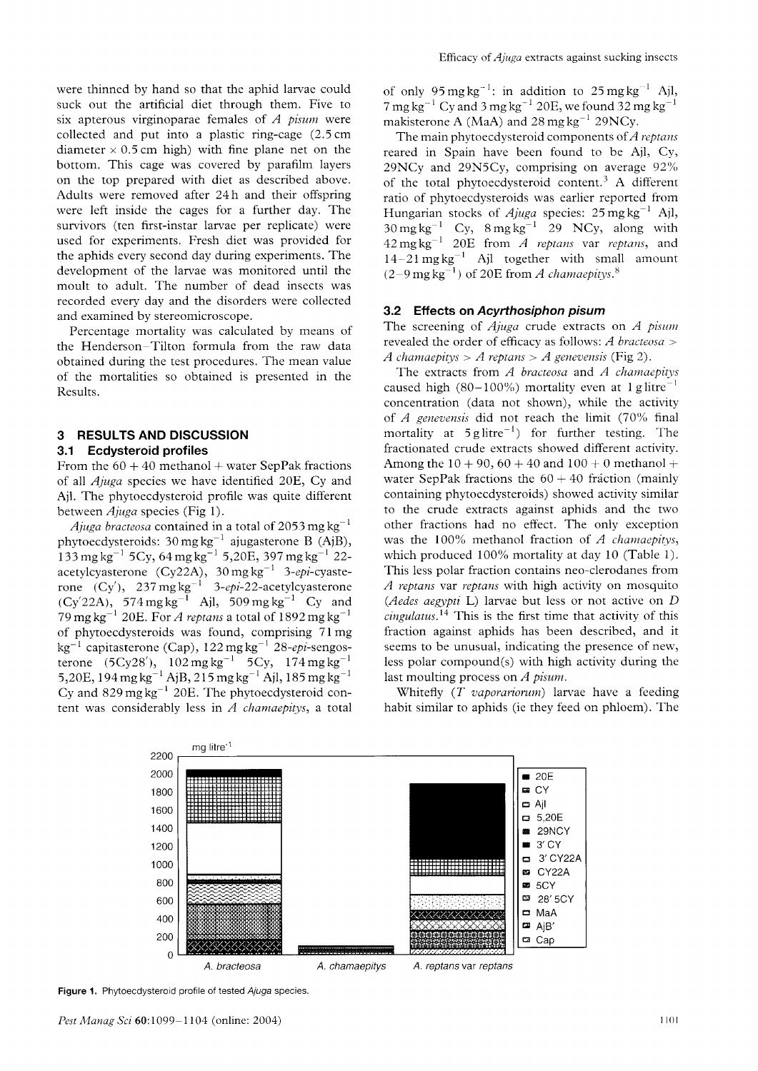were thinned by hand so that the aphid larvae could suck out the artificial diet through them. Five to six apterous virginoparae females of *A pisum* were collected and put into a plastic ring-cage (2.5 cm diameter × 0.5 cm high) with fine plane net on the bottom. This cage was covered by parafilm layers on the top prepared with diet as described above. Adults were removed after 24 h and their offspring were left inside the cages for a further day. The survivors (ten first-instar larvae per replicate) were used for experiments. Fresh diet was provided for the aphids every second day during experiments. The development of the larvae was monitored until the moult to adult. The number of dead insects was recorded every day and the disorders were collected and examined by stereomicroscope.

Percentage mortality was calculated by means of the Henderson–Tilton formula from the raw data obtained during the test procedures. The mean value of the mortalities so obtained is presented in the Results.

## 3 RESULTS AND DISCUSSION

### 3.1 Ecdysteroid profiles

From the 60 + 40 methanol + water SepPak fractions of all *Ajuga* species we have identified 20E, Cy and Ajl. The phytoecdysteroid profile was quite different between *Ajuga* species (Fig 1).

*Ajuga bracteosa* contained in a total of 2053 mg kg$^{-1}$ phytoecdysteroids: 30 mg kg$^{-1}$ ajugasterone B (AjB), 133 mg kg$^{-1}$ 5Cy, 64 mg kg$^{-1}$ 5,20E, 397 mg kg$^{-1}$ 22-acetylcyasterone (Cy22A), 30 mg kg$^{-1}$ 3-*epi*-cyasterone (Cy′), 237 mg kg$^{-1}$ 3-*epi*-22-acetylcyasterone (Cy′22A), 574 mg kg$^{-1}$ Ajl, 509 mg kg$^{-1}$ Cy and 79 mg kg$^{-1}$ 20E. For *A reptans* a total of 1892 mg kg$^{-1}$ of phytoecdysteroids was found, comprising 71 mg kg$^{-1}$ capitasterone (Cap), 122 mg kg$^{-1}$ 28-*epi*-sengosterone (5Cy28′), 102 mg kg$^{-1}$ 5Cy, 174 mg kg$^{-1}$ 5,20E, 194 mg kg$^{-1}$ AjB, 215 mg kg$^{-1}$ Ajl, 185 mg kg$^{-1}$ Cy and 829 mg kg$^{-1}$ 20E. The phytoecdysteroid content was considerably less in *A chamaepitys*, a total of only 95 mg kg$^{-1}$: in addition to 25 mg kg$^{-1}$ Ajl, 7 mg kg$^{-1}$ Cy and 3 mg kg$^{-1}$ 20E, we found 32 mg kg$^{-1}$ makisterone A (MaA) and 28 mg kg$^{-1}$ 29NCy.

The main phytoecdysteroid components of *A reptans* reared in Spain have been found to be Ajl, Cy, 29NCy and 29N5Cy, comprising on average 92% of the total phytoecdysteroid content.[3] A different ratio of phytoecdysteroids was earlier reported from Hungarian stocks of *Ajuga* species: 25 mg kg$^{-1}$ Ajl, 30 mg kg$^{-1}$ Cy, 8 mg kg$^{-1}$ 29 NCy, along with 42 mg kg$^{-1}$ 20E from *A reptans* var *reptans*, and 14–21 mg kg$^{-1}$ Ajl together with small amount (2–9 mg kg$^{-1}$) of 20E from *A chamaepitys*.[8]

### 3.2 Effects on *Acyrthosiphon pisum*

The screening of *Ajuga* crude extracts on *A pisum* revealed the order of efficacy as follows: *A bracteosa* > *A chamaepitys* > *A reptans* > *A genevensis* (Fig 2).

The extracts from *A bracteosa* and *A chamaepitys* caused high (80–100%) mortality even at 1 g litre$^{-1}$ concentration (data not shown), while the activity of *A genevensis* did not reach the limit (70% final mortality at 5 g litre$^{-1}$) for further testing. The fractionated crude extracts showed different activity. Among the 10 + 90, 60 + 40 and 100 + 0 methanol + water SepPak fractions the 60 + 40 fraction (mainly containing phytoecdysteroids) showed activity similar to the crude extracts against aphids and the two other fractions had no effect. The only exception was the 100% methanol fraction of *A chamaepitys*, which produced 100% mortality at day 10 (Table 1). This less polar fraction contains neo-clerodanes from *A reptans* var *reptans* with high activity on mosquito (*Aedes aegypti* L) larvae but less or not active on *D cingulatus*.[14] This is the first time that activity of this fraction against aphids has been described, and it seems to be unusual, indicating the presence of new, less polar compound(s) with high activity during the last moulting process on *A pisum*.

Whitefly (*T vaporariorum*) larvae have a feeding habit similar to aphids (ie they feed on phloem). The

Figure 1. Phytoecdysteroid profile of tested *Ajuga* species.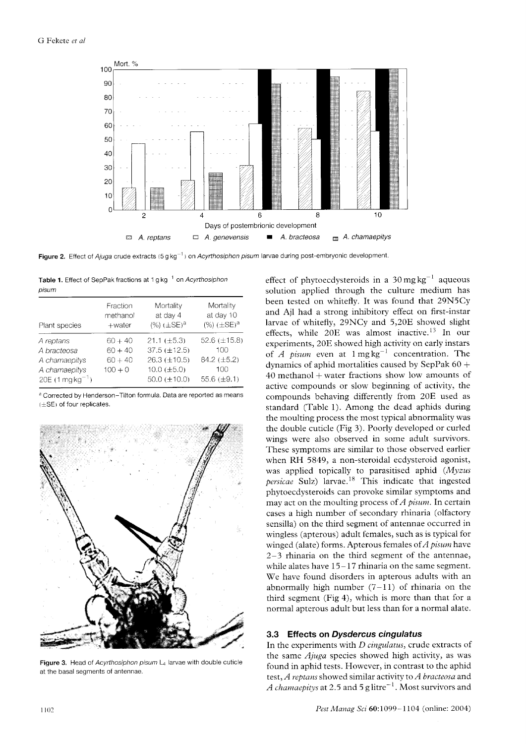**Figure 2.** Effect of *Ajuga* crude extracts (5 g kg$^{-1}$) on *Acyrthosiphon pisum* larvae during post-embryonic development.

**Table 1.** Effect of SepPak fractions at 1 g kg$^{-1}$ on *Acyrthosiphon pisum*

| Plant species | Fraction methanol +water | Mortality at day 4 (%) (±SE)[a] | Mortality at day 10 (%) (±SE)[a] |
|---|---|---|---|
| *A reptans* | 60 + 40 | 21.1 (±5.3) | 52.6 (±15.8) |
| *A bracteosa* | 60 + 40 | 37.5 (±12.5) | 100 |
| *A chamaepitys* | 60 + 40 | 26.3 (±10.5) | 84.2 (±5.2) |
| *A chamaepitys* | 100 + 0 | 10.0 (±5.0) | 100 |
| 20E (1 mg kg$^{-1}$) | | 50.0 (±10.0) | 55.6 (±9.1) |

[a] Corrected by Henderson–Tilton formula. Data are reported as means (±SE) of four replicates.

**Figure 3.** Head of *Acyrthosiphon pisum* $L_4$ larvae with double cuticle at the basal segments of antennae.

effect of phytoecdysteroids in a 30 mg kg$^{-1}$ aqueous solution applied through the culture medium has been tested on whitefly. It was found that 29N5Cy and AjI had a strong inhibitory effect on first-instar larvae of whitefly, 29NCy and 5,20E showed slight effects, while 20E was almost inactive.[13] In our experiments, 20E showed high activity on early instars of *A pisum* even at 1 mg kg$^{-1}$ concentration. The dynamics of aphid mortalities caused by SepPak 60 + 40 methanol + water fractions show low amounts of active compounds or slow beginning of activity, the compounds behaving differently from 20E used as standard (Table 1). Among the dead aphids during the moulting process the most typical abnormality was the double cuticle (Fig 3). Poorly developed or curled wings were also observed in some adult survivors. These symptoms are similar to those observed earlier when RH 5849, a non-steroidal ecdysteroid agonist, was applied topically to parasitised aphid (*Myzus persicae* Sulz) larvae.[18] This indicate that ingested phytoecdysteroids can provoke similar symptoms and may act on the moulting process of *A pisum*. In certain cases a high number of secondary rhinaria (olfactory sensilla) on the third segment of antennae occurred in wingless (apterous) adult females, such as is typical for winged (alate) forms. Apterous females of *A pisum* have 2–3 rhinaria on the third segment of the antennae, while alates have 15–17 rhinaria on the same segment. We have found disorders in apterous adults with an abnormally high number (7–11) of rhinaria on the third segment (Fig 4), which is more than that for a normal apterous adult but less than for a normal alate.

### 3.3 Effects on *Dysdercus cingulatus*

In the experiments with *D cingulatus*, crude extracts of the same *Ajuga* species showed high activity, as was found in aphid tests. However, in contrast to the aphid test, *A reptans* showed similar activity to *A bracteosa* and *A chamaepitys* at 2.5 and 5 g litre$^{-1}$. Most survivors and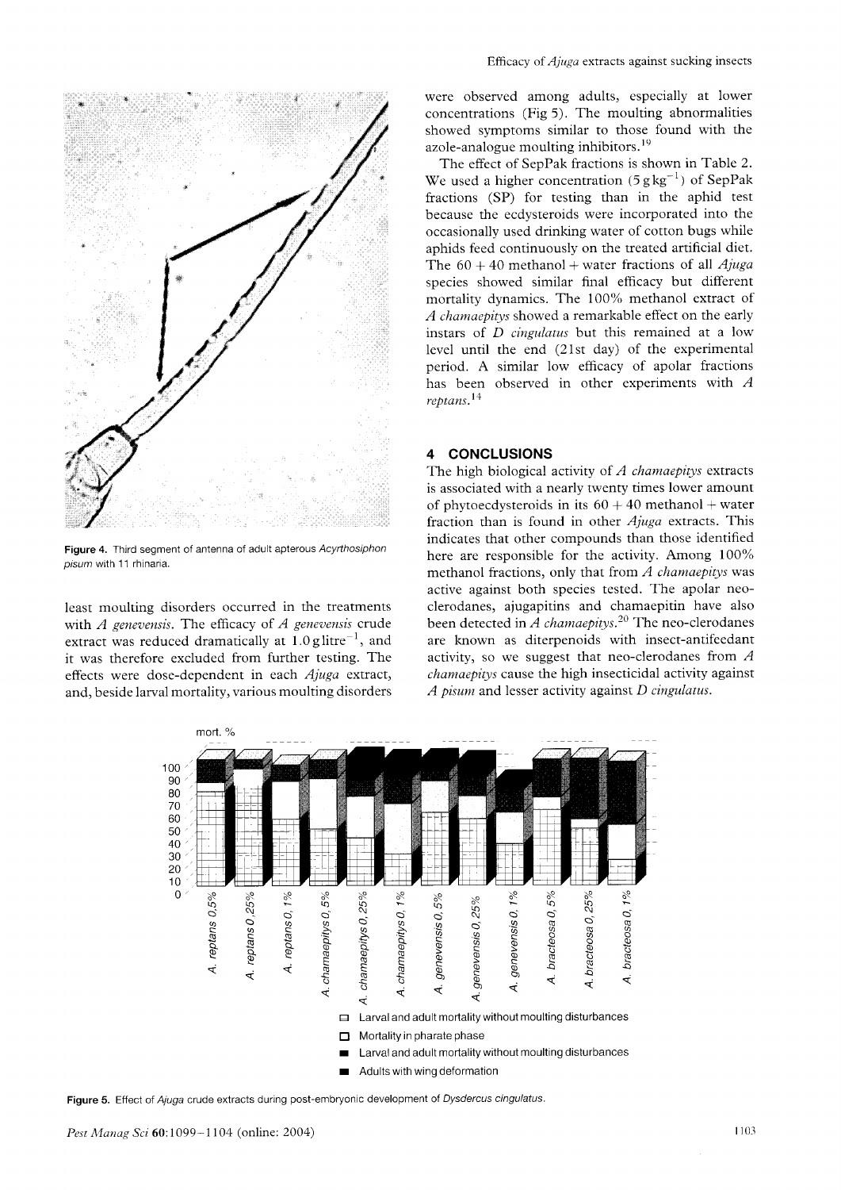Figure 4. Third segment of antenna of adult apterous *Acyrthosiphon pisum* with 11 rhinaria.

least moulting disorders occurred in the treatments with *A genevensis*. The efficacy of *A genevensis* crude extract was reduced dramatically at $1.0\,\mathrm{g\,litre^{-1}}$, and it was therefore excluded from further testing. The effects were dose-dependent in each *Ajuga* extract, and, beside larval mortality, various moulting disorders were observed among adults, especially at lower concentrations (Fig 5). The moulting abnormalities showed symptoms similar to those found with the azole-analogue moulting inhibitors.[19]

The effect of SepPak fractions is shown in Table 2. We used a higher concentration ($5\,\mathrm{g\,kg^{-1}}$) of SepPak fractions (SP) for testing than in the aphid test because the ecdysteroids were incorporated into the occasionally used drinking water of cotton bugs while aphids feed continuously on the treated artificial diet. The 60 + 40 methanol + water fractions of all *Ajuga* species showed similar final efficacy but different mortality dynamics. The 100% methanol extract of *A chamaepitys* showed a remarkable effect on the early instars of *D cingulatus* but this remained at a low level until the end (21st day) of the experimental period. A similar low efficacy of apolar fractions has been observed in other experiments with *A reptans*.[14]

## 4 CONCLUSIONS

The high biological activity of *A chamaepitys* extracts is associated with a nearly twenty times lower amount of phytoecdysteroids in its 60 + 40 methanol + water fraction than is found in other *Ajuga* extracts. This indicates that other compounds than those identified here are responsible for the activity. Among 100% methanol fractions, only that from *A chamaepitys* was active against both species tested. The apolar neo-clerodanes, ajugapitins and chamaepitin have also been detected in *A chamaepitys*.[20] The neo-clerodanes are known as diterpenoids with insect-antifeedant activity, so we suggest that neo-clerodanes from *A chamaepitys* cause the high insecticidal activity against *A pisum* and lesser activity against *D cingulatus*.

Figure 5. Effect of *Ajuga* crude extracts during post-embryonic development of *Dysdercus cingulatus*.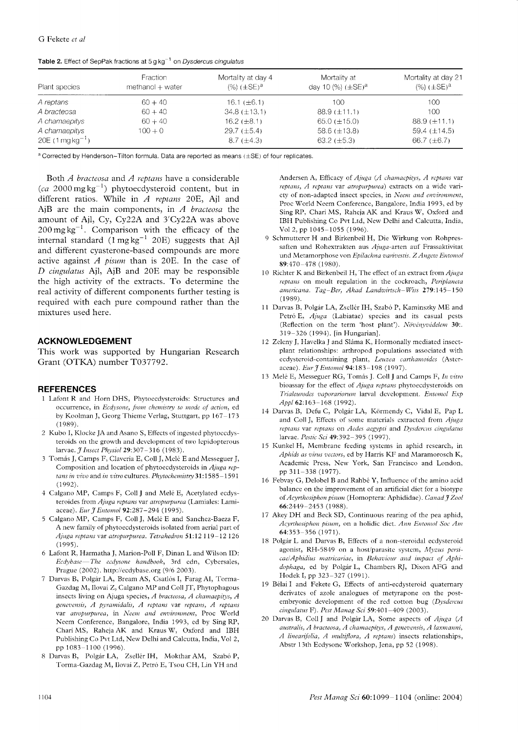**Table 2.** Effect of SepPak fractions at 5 g kg$^{-1}$ on *Dysdercus cingulatus*

| Plant species | Fraction methanol + water | Mortality at day 4 (%) (±SE)[a] | Mortality at day 10 (%) (±SE)[a] | Mortality at day 21 (%) (±SE)[a] |
|---|---|---|---|---|
| *A reptans* | 60 + 40 | 16.1 (±6.1) | 100 | 100 |
| *A bracteosa* | 60 + 40 | 34.8 (±13.1) | 88.9 (±11.1) | 100 |
| *A chamaepitys* | 60 + 40 | 16.2 (±8.1) | 65.0 (±15.0) | 88.9 (±11.1) |
| *A chamaepitys* | 100 + 0 | 29.7 (±5.4) | 58.6 (±13.8) | 59.4 (±14.5) |
| 20E (1 mg kg$^{-1}$) | | 8.7 (±4.3) | 63.2 (±5.3) | 66.7 (±6.7) |

[a] Corrected by Henderson–Tilton formula. Data are reported as means (±SE) of four replicates.

Both *A bracteosa* and *A reptans* have a considerable (*ca* 2000 mg kg$^{-1}$) phytoecdysteroid content, but in different ratios. While in *A reptans* 20E, Ajl and AjB are the main components, in *A bracteosa* the amount of Ajl, Cy, Cy22A and 3′Cy22A was above 200 mg kg$^{-1}$. Comparison with the efficacy of the internal standard (1 mg kg$^{-1}$ 20E) suggests that Ajl and different cyasterone-based compounds are more active against *A pisum* than is 20E. In the case of *D cingulatus* Ajl, AjB and 20E may be responsible the high activity of the extracts. To determine the real activity of different components further testing is required with each pure compound rather than the mixtures used here.

## ACKNOWLEDGEMENT

This work was supported by Hungarian Research Grant (OTKA) number T037792.

## REFERENCES

1. Lafont R and Horn DHS, Phytoecdysteroids: Structures and occurrence, in *Ecdysone, from chemistry to mode of action*, ed by Koolman J, Georg Thieme Verlag, Stuttgart, pp 167–173 (1989).
2. Kubo I, Klocke JA and Asano S, Effects of ingested phytoecdysteroids on the growth and development of two lepidopterous larvae. *J Insect Physiol* **29**:307–316 (1983).
3. Tomás J, Camps F, Claveria E, Coll J, Melé E and Messeguer J, Composition and location of phytoecdysteroids in *Ajuga reptans in vivo* and *in vitro* cultures. *Phytochemistry* **31**:1585–1591 (1992).
4. Calgano MP, Camps F, Coll J and Melé E, Acetylated ecdysteroides from *Ajuga reptans* var *atropurpurea* (Lamiales: Lamiaceae). *Eur J Entomol* **92**:287–294 (1995).
5. Calgano MP, Camps F, Coll J, Melé E and Sanchez-Baeza F, A new family of phytoecdysteroids isolated from aerial part of *Ajuga reptans* var *atropurpurea*. *Tetrahedron* **51**:12 119–12 126 (1995).
6. Lafont R, Harmatha J, Marion-Poll F, Dinan L and Wilson ID: *Ecdybase—The ecdysone handbook*, 3rd edn, Cybersales, Prague (2002). http://ecdybase.org (9/6 2003).
7. Darvas B, Polgár LA, Bream AS, Csatlós I, Farag AI, Torma-Gazdag M, Ilovai Z, Calgano MP and Coll JT, Phytophagous insects living on Ajuga species, *A bracteosa*, *A chamaepitys*, *A genevensis*, *A pyramidalis*, *A reptans* var *reptans*, *A reptans* var *atropurpurea*, in *Neem and environment*, Proc World Neem Conference, Bangalore, India 1993, ed by Sing RP, Chari MS, Raheja AK and Kraus W, Oxford and IBH Publishing Co Pvt Ltd, New Delhi and Calcutta, India, Vol 2, pp 1083–1100 (1996).
8. Darvas B, Polgár LA, Zsellér IH, Mokthar AM, Szabó P, Torma-Gazdag M, Ilovai Z, Petró E, Tsou CH, Lin YH and Andersen A, Efficacy of *Ajuga* (*A chamaepitys*, *A reptans* var *reptans*, *A reptans* var *atropurpurea*) extracts on a wide variety of non-adapted insect species, in *Neem and environment*, Proc World Neem Conference, Bangalore, India 1993, ed by Sing RP, Chari MS, Raheja AK and Kraus W, Oxford and IBH Publishing Co Pvt Ltd, New Delhi and Calcutta, India, Vol 2, pp 1045–1055 (1996).
9. Schmutterer H and Birkenbeil H, Die Wirkung von Rohpressaften und Rohextrakten aus *Ajuga*-arten auf Frassaktivitat und Metamorphose von *Epilachna varivestis*. *Z Angew Entomol* **89**:470–478 (1980).
10. Richter K and Birkenbeil H, The effect of an extract from *Ajuga reptans* on moult regulation in the cockroach, *Periplaneta americana*. *Tag–Ber, Akad Landwirtsch–Wiss* **279**:145–150 (1989).
11. Darvas B, Polgár LA, Zsellér IH, Szabó P, Kaminszky ME and Petró E, *Ajuga* (Labiatae) species and its casual pests (Reflection on the term 'host plant'). *Növényvédelem* **30**:. 319–326 (1994). [in Hungarian].
12. Zeleny J, Havelka J and Sláma K, Hormonally mediated insect-plant relationships: arthropod populations associated with ecdysteroid-containing plant, *Leuzea carthamoides* (Asteraceae). *Eur J Entomol* **94**:183–198 (1997).
13. Melé E, Messeguer RG, Tomás J. Coll J and Camps F, *In vitro* bioassay for the effect of *Ajuga reptans* phytoecdysteroids on *Trialeurodes vaporariorum* larval development. *Entomol Exp Appl* **62**:163–168 (1992).
14. Darvas B, Defu C, Polgár LA, Körmendy C, Vidal E, Pap L and Coll J, Effects of some materials extracted from *Ajuga reptans* var *reptans* on *Aedes aegypti* and *Dysdercus cingulatus* larvae. *Pestic Sci* **49**:392–395 (1997).
15. Kunkel H, Membrane feeding systems in aphid research, in *Aphids as virus vectors*, ed by Harris KF and Maramorosch K, Academic Press, New York, San Francisco and London, pp 311–338 (1977).
16. Febvay G, Delobel B and Rahbé Y, Influence of the amino acid balance on the improvement of an artificial diet for a biotype of *Acyrthosiphon pisum* (Homoptera: Aphididae). *Canad J Zool* **66**:2449–2453 (1988).
17. Akey DH and Beck SD, Continuous rearing of the pea aphid, *Acyrthosiphon pisum*, on a holidic diet. *Ann Entomol Soc Am* **64**:353–356 (1971).
18. Polgár L and Darvas B, Effects of a non-steroidal ecdysteroid agonist, RH-5849 on a host/parasite system, *Myzus persicae*/*Aphidius matricariae*, in *Behaviour and impact of Aphidophaga*, ed by Polgár L, Chambers RJ, Dixon AFG and Hodek I, pp 323–327 (1991).
19. Bélai I and Fekete G, Effects of anti-ecdysteroid quaternary derivates of azole analogues of metyrapone on the post-embryonic development of the red cotton bug (*Dysdercus cingulatus* F). *Pest Manag Sci* **59**:401–409 (2003).
20. Darvas B, Coll J and Polgár LA, Some aspects of *Ajuga* (*A australis*, *A bracteosa*, *A chamaepitys*, *A genevensis*, *A laxmanni*, *A linearifolia*, *A multiflora*, *A reptans*) insects relationships, Abstr 13th Ecdysone Workshop, Jena, pp 52 (1998).